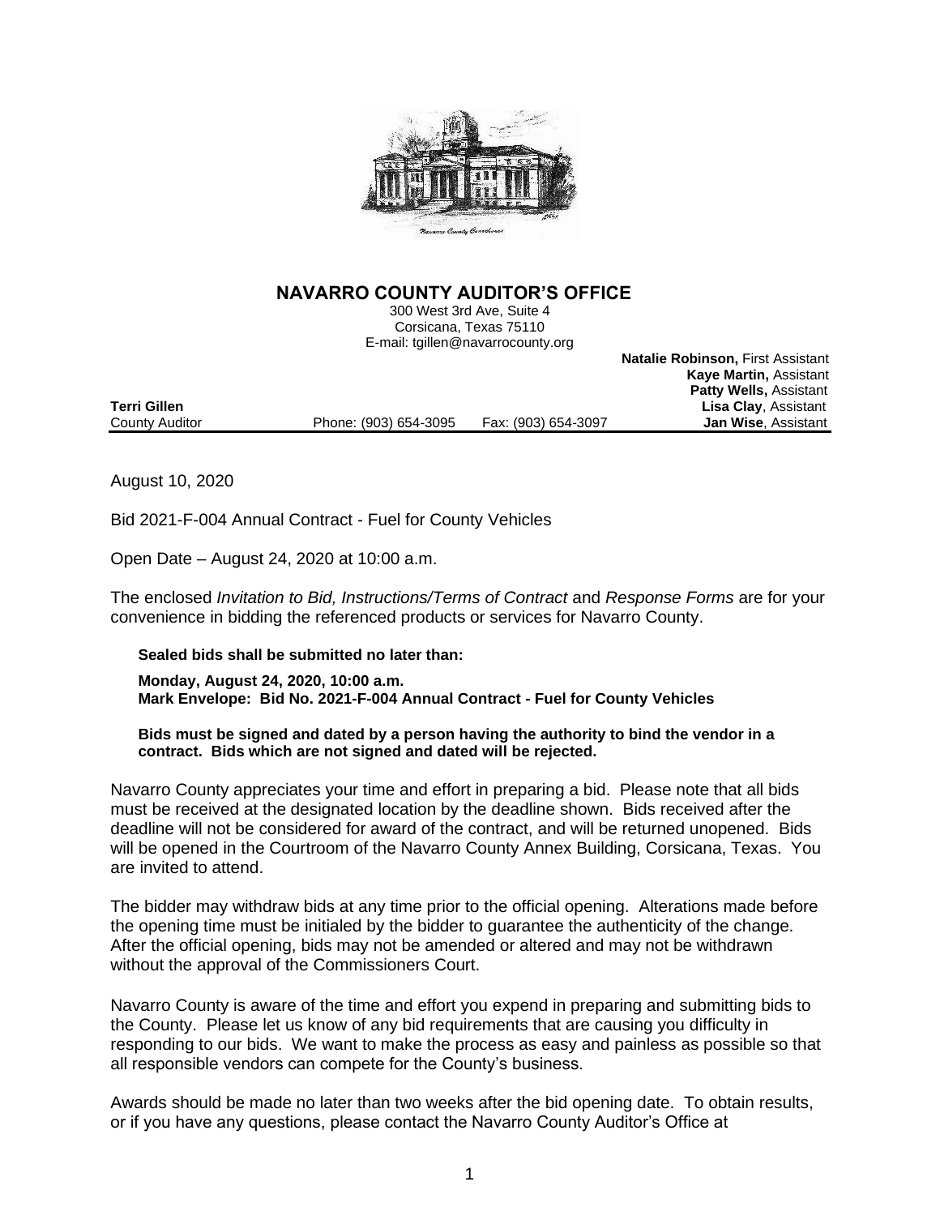## NAVARRO COUNTY AUDITOR'S OFFICE

300 West 3rd Ave, Suite 4
Corsicana, Texas 75110
E-mail: tgillen@navarrocounty.org

**Natalie Robinson,** First Assistant
**Kaye Martin,** Assistant
**Patty Wells,** Assistant
**Lisa Clay**, Assistant
**Jan Wise**, Assistant

**Terri Gillen**
County Auditor

Phone: (903) 654-3095 Fax: (903) 654-3097

---

August 10, 2020

Bid 2021-F-004 Annual Contract - Fuel for County Vehicles

Open Date – August 24, 2020 at 10:00 a.m.

The enclosed *Invitation to Bid, Instructions/Terms of Contract* and *Response Forms* are for your convenience in bidding the referenced products or services for Navarro County.

**Sealed bids shall be submitted no later than:**

**Monday, August 24, 2020, 10:00 a.m.**
**Mark Envelope: Bid No. 2021-F-004 Annual Contract - Fuel for County Vehicles**

**Bids must be signed and dated by a person having the authority to bind the vendor in a contract. Bids which are not signed and dated will be rejected.**

Navarro County appreciates your time and effort in preparing a bid. Please note that all bids must be received at the designated location by the deadline shown. Bids received after the deadline will not be considered for award of the contract, and will be returned unopened. Bids will be opened in the Courtroom of the Navarro County Annex Building, Corsicana, Texas. You are invited to attend.

The bidder may withdraw bids at any time prior to the official opening. Alterations made before the opening time must be initialed by the bidder to guarantee the authenticity of the change. After the official opening, bids may not be amended or altered and may not be withdrawn without the approval of the Commissioners Court.

Navarro County is aware of the time and effort you expend in preparing and submitting bids to the County. Please let us know of any bid requirements that are causing you difficulty in responding to our bids. We want to make the process as easy and painless as possible so that all responsible vendors can compete for the County's business.

Awards should be made no later than two weeks after the bid opening date. To obtain results, or if you have any questions, please contact the Navarro County Auditor's Office at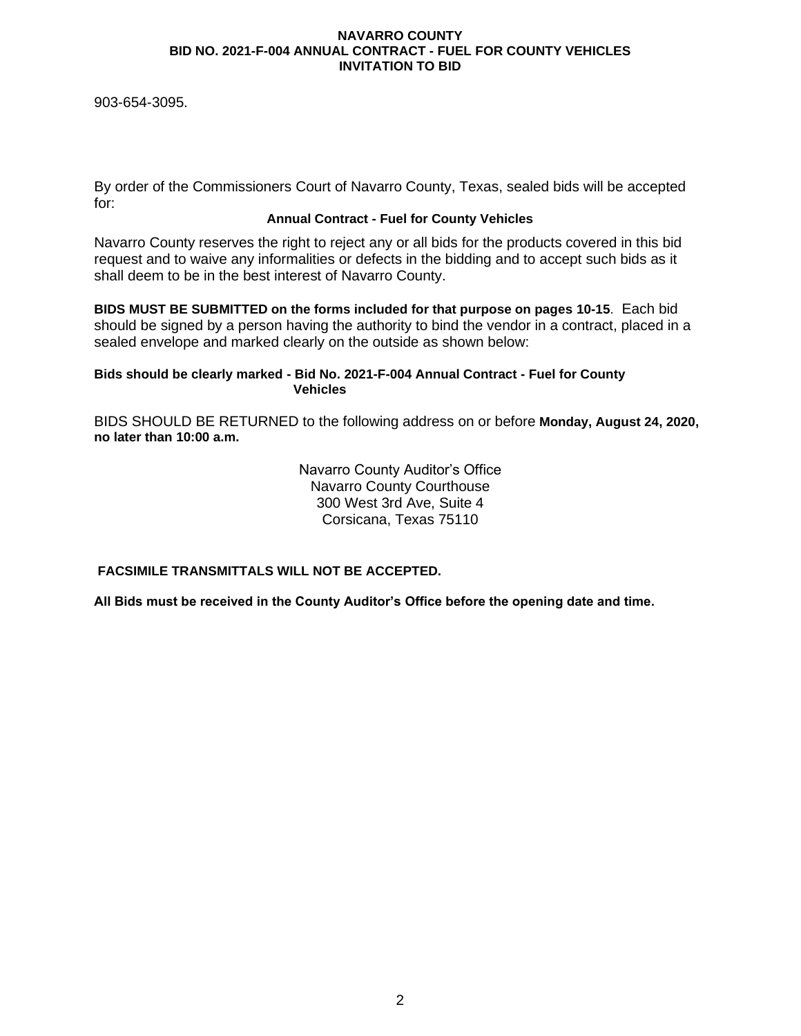903-654-3095.

By order of the Commissioners Court of Navarro County, Texas, sealed bids will be accepted for:

**Annual Contract - Fuel for County Vehicles**

Navarro County reserves the right to reject any or all bids for the products covered in this bid request and to waive any informalities or defects in the bidding and to accept such bids as it shall deem to be in the best interest of Navarro County.

**BIDS MUST BE SUBMITTED on the forms included for that purpose on pages 10-15**. Each bid should be signed by a person having the authority to bind the vendor in a contract, placed in a sealed envelope and marked clearly on the outside as shown below:

**Bids should be clearly marked - Bid No. 2021-F-004 Annual Contract - Fuel for County Vehicles**

BIDS SHOULD BE RETURNED to the following address on or before **Monday, August 24, 2020, no later than 10:00 a.m.**

Navarro County Auditor's Office
Navarro County Courthouse
300 West 3rd Ave, Suite 4
Corsicana, Texas 75110

**FACSIMILE TRANSMITTALS WILL NOT BE ACCEPTED.**

**All Bids must be received in the County Auditor's Office before the opening date and time.**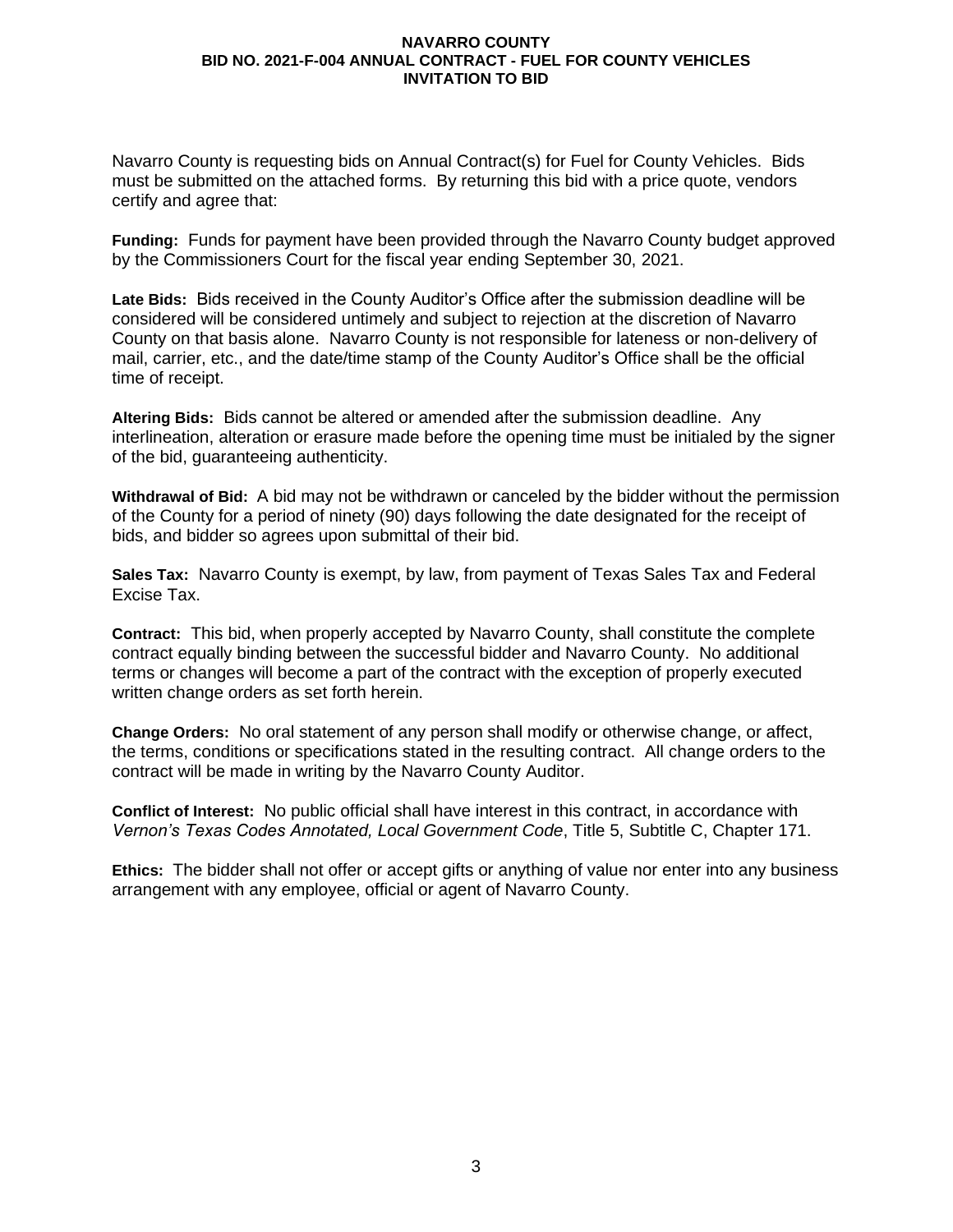Navarro County is requesting bids on Annual Contract(s) for Fuel for County Vehicles. Bids must be submitted on the attached forms. By returning this bid with a price quote, vendors certify and agree that:

**Funding:** Funds for payment have been provided through the Navarro County budget approved by the Commissioners Court for the fiscal year ending September 30, 2021.

**Late Bids:** Bids received in the County Auditor's Office after the submission deadline will be considered will be considered untimely and subject to rejection at the discretion of Navarro County on that basis alone. Navarro County is not responsible for lateness or non-delivery of mail, carrier, etc., and the date/time stamp of the County Auditor's Office shall be the official time of receipt.

**Altering Bids:** Bids cannot be altered or amended after the submission deadline. Any interlineation, alteration or erasure made before the opening time must be initialed by the signer of the bid, guaranteeing authenticity.

**Withdrawal of Bid:** A bid may not be withdrawn or canceled by the bidder without the permission of the County for a period of ninety (90) days following the date designated for the receipt of bids, and bidder so agrees upon submittal of their bid.

**Sales Tax:** Navarro County is exempt, by law, from payment of Texas Sales Tax and Federal Excise Tax.

**Contract:** This bid, when properly accepted by Navarro County, shall constitute the complete contract equally binding between the successful bidder and Navarro County. No additional terms or changes will become a part of the contract with the exception of properly executed written change orders as set forth herein.

**Change Orders:** No oral statement of any person shall modify or otherwise change, or affect, the terms, conditions or specifications stated in the resulting contract. All change orders to the contract will be made in writing by the Navarro County Auditor.

**Conflict of Interest:** No public official shall have interest in this contract, in accordance with *Vernon's Texas Codes Annotated, Local Government Code*, Title 5, Subtitle C, Chapter 171.

**Ethics:** The bidder shall not offer or accept gifts or anything of value nor enter into any business arrangement with any employee, official or agent of Navarro County.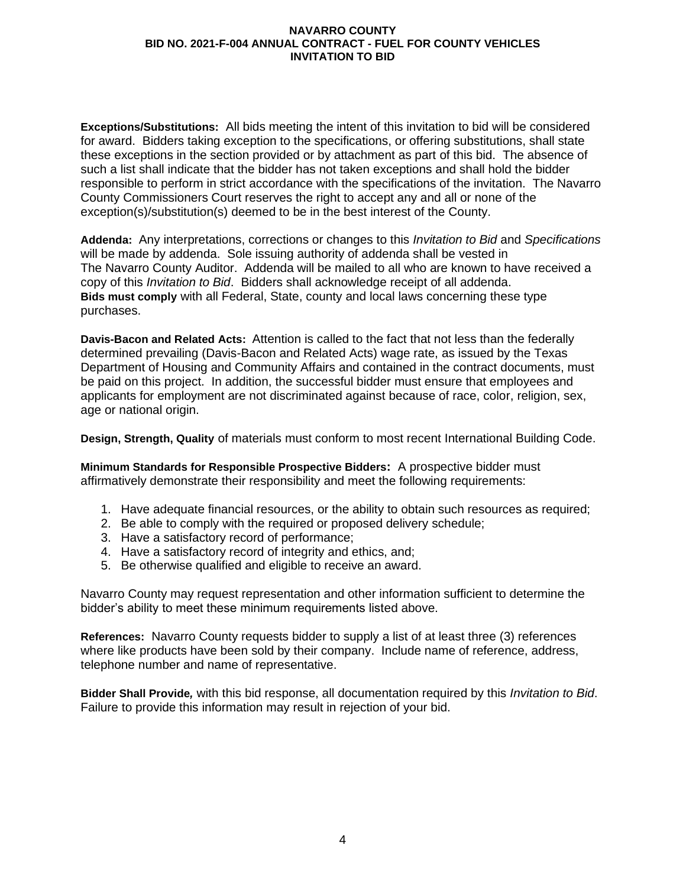**Exceptions/Substitutions:** All bids meeting the intent of this invitation to bid will be considered for award. Bidders taking exception to the specifications, or offering substitutions, shall state these exceptions in the section provided or by attachment as part of this bid. The absence of such a list shall indicate that the bidder has not taken exceptions and shall hold the bidder responsible to perform in strict accordance with the specifications of the invitation. The Navarro County Commissioners Court reserves the right to accept any and all or none of the exception(s)/substitution(s) deemed to be in the best interest of the County.

**Addenda:** Any interpretations, corrections or changes to this *Invitation to Bid* and *Specifications* will be made by addenda. Sole issuing authority of addenda shall be vested in The Navarro County Auditor. Addenda will be mailed to all who are known to have received a copy of this *Invitation to Bid*. Bidders shall acknowledge receipt of all addenda.
**Bids must comply** with all Federal, State, county and local laws concerning these type purchases.

**Davis-Bacon and Related Acts:** Attention is called to the fact that not less than the federally determined prevailing (Davis-Bacon and Related Acts) wage rate, as issued by the Texas Department of Housing and Community Affairs and contained in the contract documents, must be paid on this project. In addition, the successful bidder must ensure that employees and applicants for employment are not discriminated against because of race, color, religion, sex, age or national origin.

**Design, Strength, Quality** of materials must conform to most recent International Building Code.

**Minimum Standards for Responsible Prospective Bidders:** A prospective bidder must affirmatively demonstrate their responsibility and meet the following requirements:

1. Have adequate financial resources, or the ability to obtain such resources as required;
2. Be able to comply with the required or proposed delivery schedule;
3. Have a satisfactory record of performance;
4. Have a satisfactory record of integrity and ethics, and;
5. Be otherwise qualified and eligible to receive an award.

Navarro County may request representation and other information sufficient to determine the bidder's ability to meet these minimum requirements listed above.

**References:** Navarro County requests bidder to supply a list of at least three (3) references where like products have been sold by their company. Include name of reference, address, telephone number and name of representative.

**Bidder Shall Provide*,*** with this bid response, all documentation required by this *Invitation to Bid*. Failure to provide this information may result in rejection of your bid.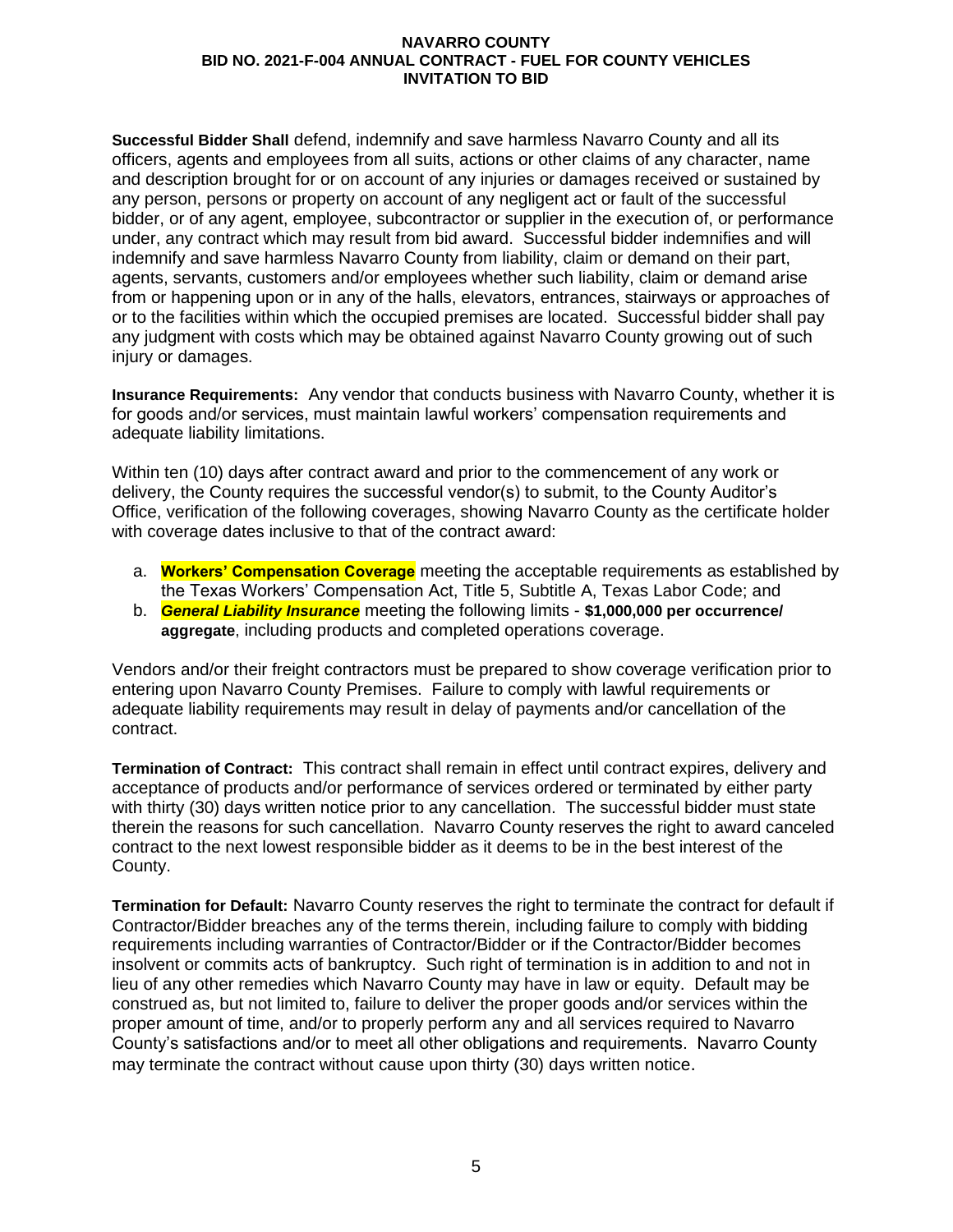**Successful Bidder Shall** defend, indemnify and save harmless Navarro County and all its officers, agents and employees from all suits, actions or other claims of any character, name and description brought for or on account of any injuries or damages received or sustained by any person, persons or property on account of any negligent act or fault of the successful bidder, or of any agent, employee, subcontractor or supplier in the execution of, or performance under, any contract which may result from bid award. Successful bidder indemnifies and will indemnify and save harmless Navarro County from liability, claim or demand on their part, agents, servants, customers and/or employees whether such liability, claim or demand arise from or happening upon or in any of the halls, elevators, entrances, stairways or approaches of or to the facilities within which the occupied premises are located. Successful bidder shall pay any judgment with costs which may be obtained against Navarro County growing out of such injury or damages.

**Insurance Requirements:** Any vendor that conducts business with Navarro County, whether it is for goods and/or services, must maintain lawful workers' compensation requirements and adequate liability limitations.

Within ten (10) days after contract award and prior to the commencement of any work or delivery, the County requires the successful vendor(s) to submit, to the County Auditor's Office, verification of the following coverages, showing Navarro County as the certificate holder with coverage dates inclusive to that of the contract award:

a. **Workers' Compensation Coverage** meeting the acceptable requirements as established by the Texas Workers' Compensation Act, Title 5, Subtitle A, Texas Labor Code; and
b. ***General Liability Insurance*** meeting the following limits - **$1,000,000 per occurrence/ aggregate**, including products and completed operations coverage.

Vendors and/or their freight contractors must be prepared to show coverage verification prior to entering upon Navarro County Premises. Failure to comply with lawful requirements or adequate liability requirements may result in delay of payments and/or cancellation of the contract.

**Termination of Contract:** This contract shall remain in effect until contract expires, delivery and acceptance of products and/or performance of services ordered or terminated by either party with thirty (30) days written notice prior to any cancellation. The successful bidder must state therein the reasons for such cancellation. Navarro County reserves the right to award canceled contract to the next lowest responsible bidder as it deems to be in the best interest of the County.

**Termination for Default:** Navarro County reserves the right to terminate the contract for default if Contractor/Bidder breaches any of the terms therein, including failure to comply with bidding requirements including warranties of Contractor/Bidder or if the Contractor/Bidder becomes insolvent or commits acts of bankruptcy. Such right of termination is in addition to and not in lieu of any other remedies which Navarro County may have in law or equity. Default may be construed as, but not limited to, failure to deliver the proper goods and/or services within the proper amount of time, and/or to properly perform any and all services required to Navarro County's satisfactions and/or to meet all other obligations and requirements. Navarro County may terminate the contract without cause upon thirty (30) days written notice.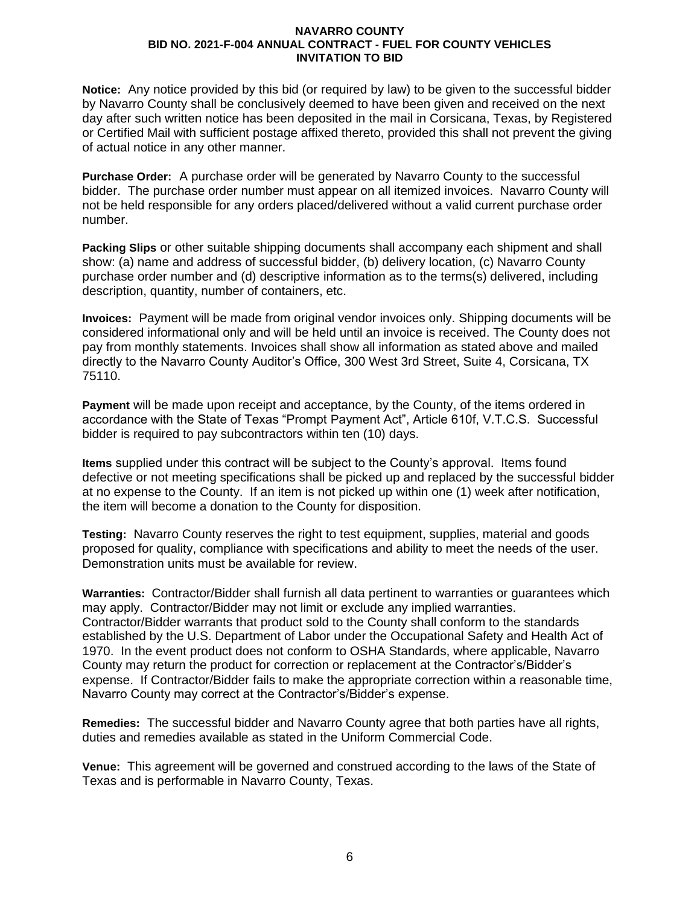**Notice:** Any notice provided by this bid (or required by law) to be given to the successful bidder by Navarro County shall be conclusively deemed to have been given and received on the next day after such written notice has been deposited in the mail in Corsicana, Texas, by Registered or Certified Mail with sufficient postage affixed thereto, provided this shall not prevent the giving of actual notice in any other manner.

**Purchase Order:** A purchase order will be generated by Navarro County to the successful bidder. The purchase order number must appear on all itemized invoices. Navarro County will not be held responsible for any orders placed/delivered without a valid current purchase order number.

**Packing Slips** or other suitable shipping documents shall accompany each shipment and shall show: (a) name and address of successful bidder, (b) delivery location, (c) Navarro County purchase order number and (d) descriptive information as to the terms(s) delivered, including description, quantity, number of containers, etc.

**Invoices:** Payment will be made from original vendor invoices only. Shipping documents will be considered informational only and will be held until an invoice is received. The County does not pay from monthly statements. Invoices shall show all information as stated above and mailed directly to the Navarro County Auditor's Office, 300 West 3rd Street, Suite 4, Corsicana, TX 75110.

**Payment** will be made upon receipt and acceptance, by the County, of the items ordered in accordance with the State of Texas "Prompt Payment Act", Article 610f, V.T.C.S. Successful bidder is required to pay subcontractors within ten (10) days.

**Items** supplied under this contract will be subject to the County's approval. Items found defective or not meeting specifications shall be picked up and replaced by the successful bidder at no expense to the County. If an item is not picked up within one (1) week after notification, the item will become a donation to the County for disposition.

**Testing:** Navarro County reserves the right to test equipment, supplies, material and goods proposed for quality, compliance with specifications and ability to meet the needs of the user. Demonstration units must be available for review.

**Warranties:** Contractor/Bidder shall furnish all data pertinent to warranties or guarantees which may apply. Contractor/Bidder may not limit or exclude any implied warranties. Contractor/Bidder warrants that product sold to the County shall conform to the standards established by the U.S. Department of Labor under the Occupational Safety and Health Act of 1970. In the event product does not conform to OSHA Standards, where applicable, Navarro County may return the product for correction or replacement at the Contractor's/Bidder's expense. If Contractor/Bidder fails to make the appropriate correction within a reasonable time, Navarro County may correct at the Contractor's/Bidder's expense.

**Remedies:** The successful bidder and Navarro County agree that both parties have all rights, duties and remedies available as stated in the Uniform Commercial Code.

**Venue:** This agreement will be governed and construed according to the laws of the State of Texas and is performable in Navarro County, Texas.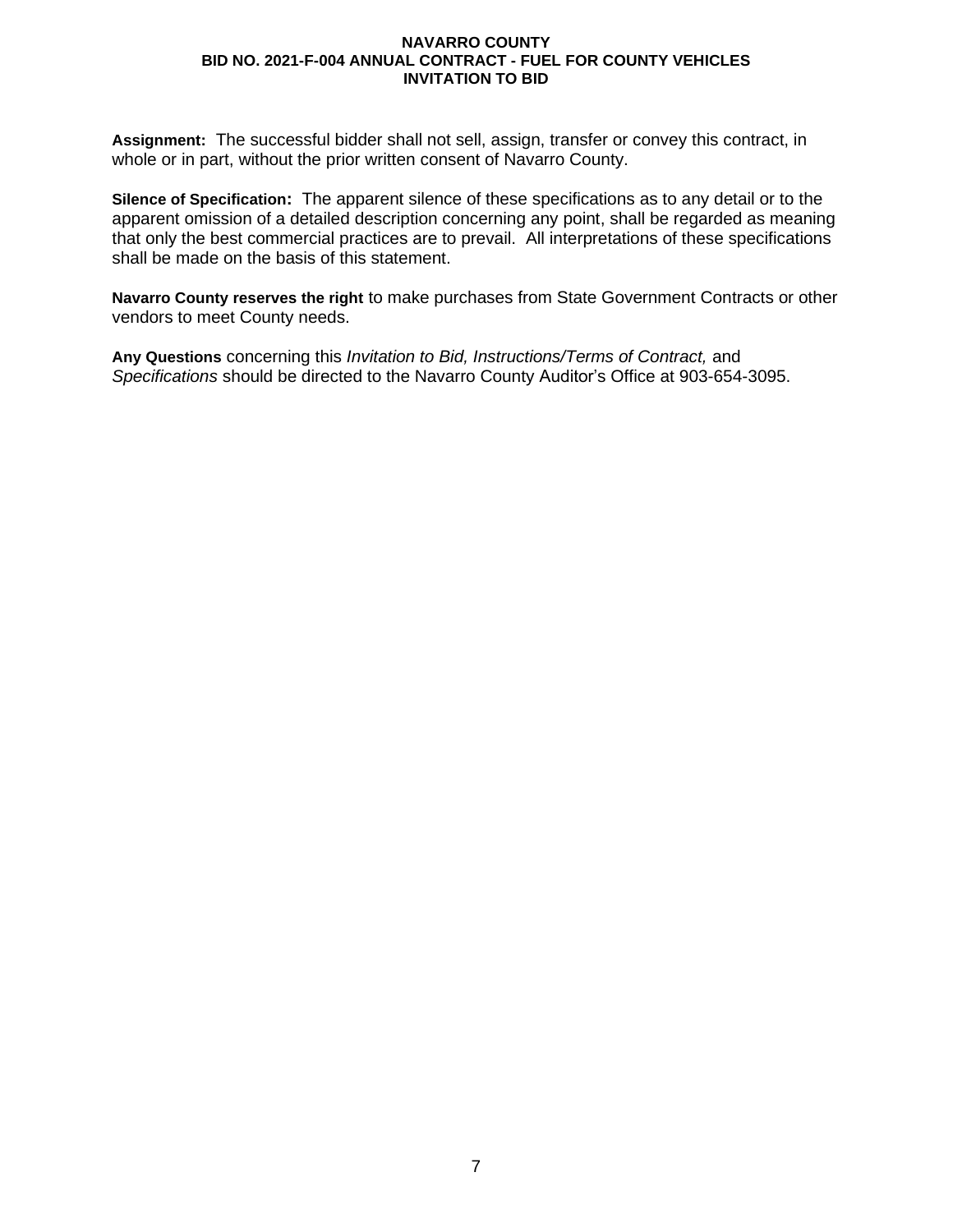**Assignment:** The successful bidder shall not sell, assign, transfer or convey this contract, in whole or in part, without the prior written consent of Navarro County.

**Silence of Specification:** The apparent silence of these specifications as to any detail or to the apparent omission of a detailed description concerning any point, shall be regarded as meaning that only the best commercial practices are to prevail. All interpretations of these specifications shall be made on the basis of this statement.

**Navarro County reserves the right** to make purchases from State Government Contracts or other vendors to meet County needs.

**Any Questions** concerning this *Invitation to Bid, Instructions/Terms of Contract,* and *Specifications* should be directed to the Navarro County Auditor's Office at 903-654-3095.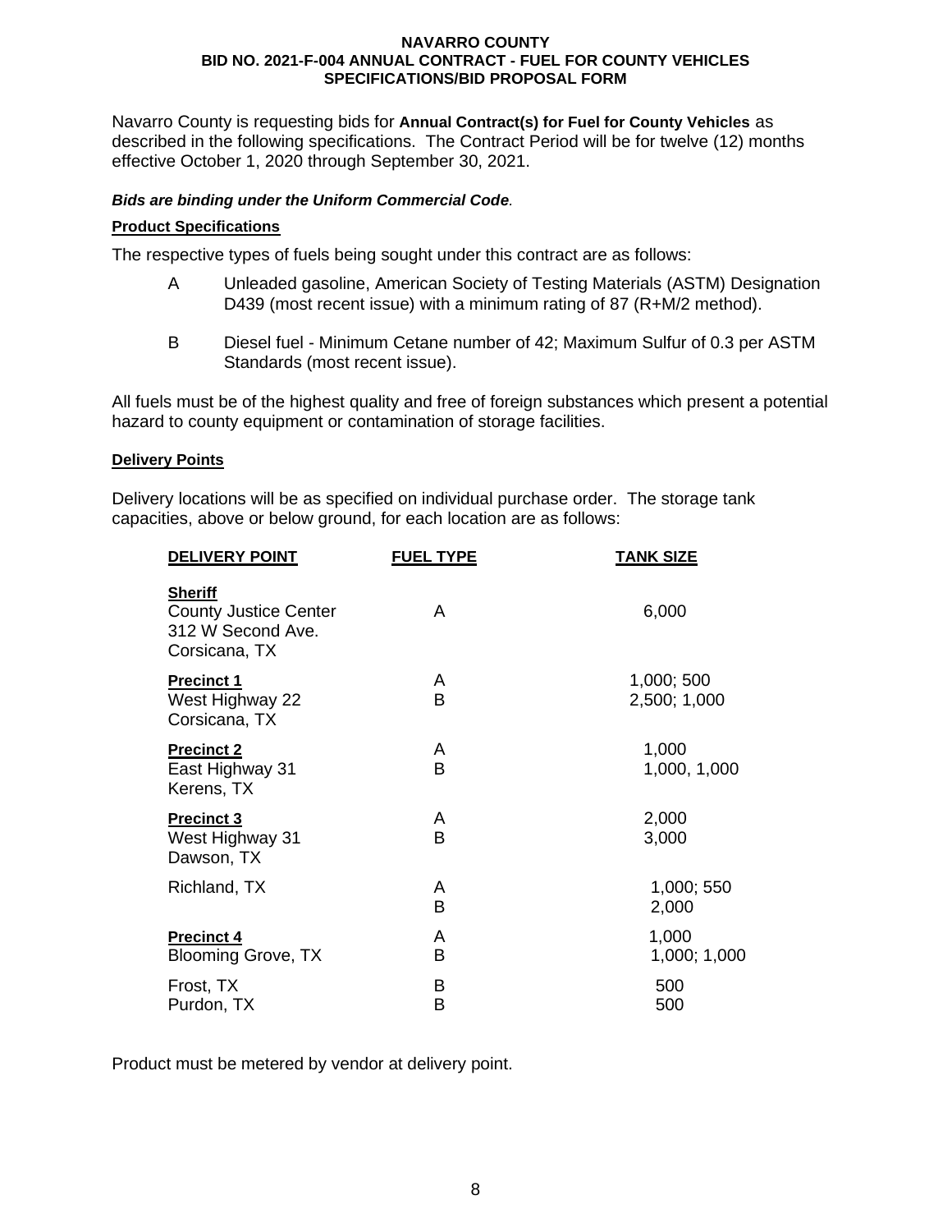**NAVARRO COUNTY**
**BID NO. 2021-F-004 ANNUAL CONTRACT - FUEL FOR COUNTY VEHICLES**
**SPECIFICATIONS/BID PROPOSAL FORM**

Navarro County is requesting bids for **Annual Contract(s) for Fuel for County Vehicles** as described in the following specifications. The Contract Period will be for twelve (12) months effective October 1, 2020 through September 30, 2021.

***Bids are binding under the Uniform Commercial Code.***

**Product Specifications**

The respective types of fuels being sought under this contract are as follows:

- A Unleaded gasoline, American Society of Testing Materials (ASTM) Designation D439 (most recent issue) with a minimum rating of 87 (R+M/2 method).
- B Diesel fuel - Minimum Cetane number of 42; Maximum Sulfur of 0.3 per ASTM Standards (most recent issue).

All fuels must be of the highest quality and free of foreign substances which present a potential hazard to county equipment or contamination of storage facilities.

**Delivery Points**

Delivery locations will be as specified on individual purchase order. The storage tank capacities, above or below ground, for each location are as follows:

| DELIVERY POINT | FUEL TYPE | TANK SIZE |
|---|---|---|
| **Sheriff**<br>County Justice Center<br>312 W Second Ave.<br>Corsicana, TX | A | 6,000 |
| **Precinct 1**<br>West Highway 22<br>Corsicana, TX | A<br>B | 1,000; 500<br>2,500; 1,000 |
| **Precinct 2**<br>East Highway 31<br>Kerens, TX | A<br>B | 1,000<br>1,000, 1,000 |
| **Precinct 3**<br>West Highway 31<br>Dawson, TX | A<br>B | 2,000<br>3,000 |
| Richland, TX | A<br>B | 1,000; 550<br>2,000 |
| **Precinct 4**<br>Blooming Grove, TX | A<br>B | 1,000<br>1,000; 1,000 |
| Frost, TX | B | 500 |
| Purdon, TX | B | 500 |

Product must be metered by vendor at delivery point.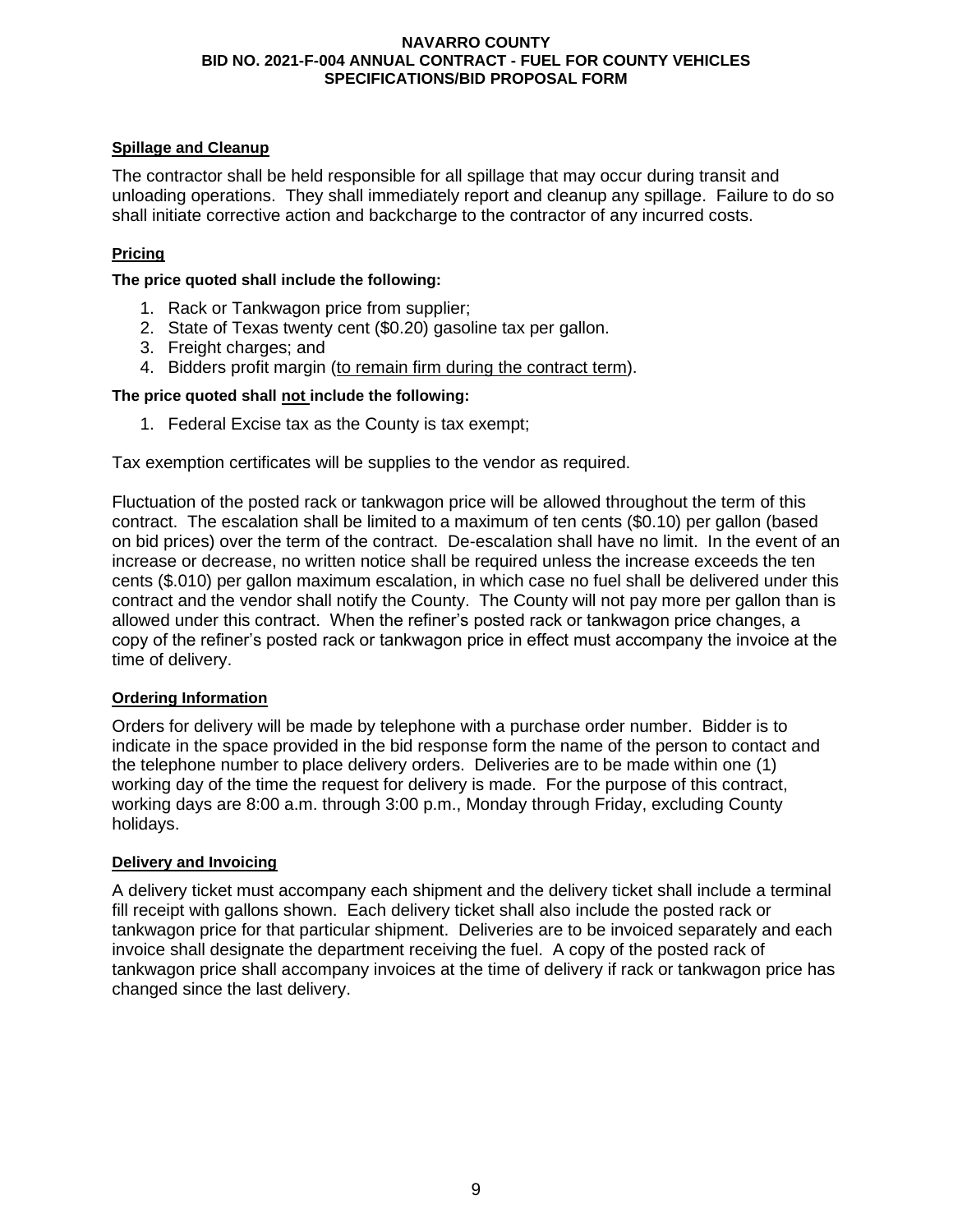**Spillage and Cleanup**

The contractor shall be held responsible for all spillage that may occur during transit and unloading operations. They shall immediately report and cleanup any spillage. Failure to do so shall initiate corrective action and backcharge to the contractor of any incurred costs.

**Pricing**

**The price quoted shall include the following:**

1. Rack or Tankwagon price from supplier;
2. State of Texas twenty cent ($0.20) gasoline tax per gallon.
3. Freight charges; and
4. Bidders profit margin (<u>to remain firm during the contract term</u>).

**The price quoted shall <u>not</u> include the following:**

1. Federal Excise tax as the County is tax exempt;

Tax exemption certificates will be supplies to the vendor as required.

Fluctuation of the posted rack or tankwagon price will be allowed throughout the term of this contract. The escalation shall be limited to a maximum of ten cents ($0.10) per gallon (based on bid prices) over the term of the contract. De-escalation shall have no limit. In the event of an increase or decrease, no written notice shall be required unless the increase exceeds the ten cents ($.010) per gallon maximum escalation, in which case no fuel shall be delivered under this contract and the vendor shall notify the County. The County will not pay more per gallon than is allowed under this contract. When the refiner's posted rack or tankwagon price changes, a copy of the refiner's posted rack or tankwagon price in effect must accompany the invoice at the time of delivery.

**Ordering Information**

Orders for delivery will be made by telephone with a purchase order number. Bidder is to indicate in the space provided in the bid response form the name of the person to contact and the telephone number to place delivery orders. Deliveries are to be made within one (1) working day of the time the request for delivery is made. For the purpose of this contract, working days are 8:00 a.m. through 3:00 p.m., Monday through Friday, excluding County holidays.

**Delivery and Invoicing**

A delivery ticket must accompany each shipment and the delivery ticket shall include a terminal fill receipt with gallons shown. Each delivery ticket shall also include the posted rack or tankwagon price for that particular shipment. Deliveries are to be invoiced separately and each invoice shall designate the department receiving the fuel. A copy of the posted rack of tankwagon price shall accompany invoices at the time of delivery if rack or tankwagon price has changed since the last delivery.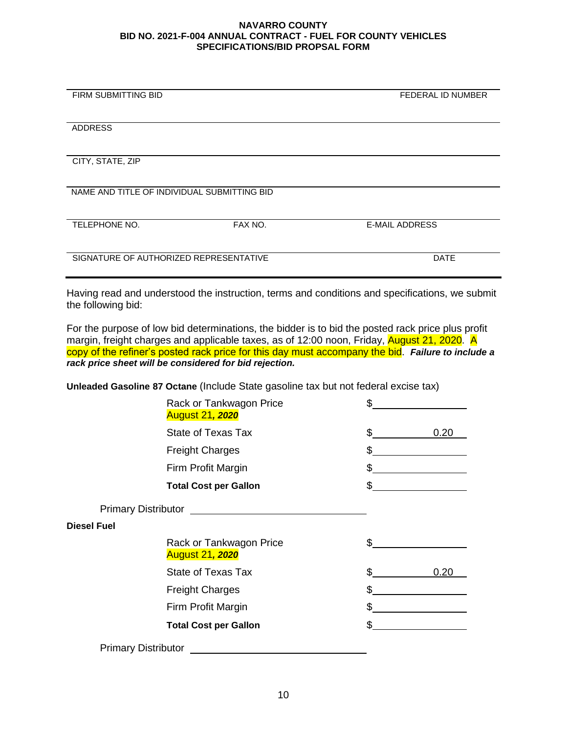**NAVARRO COUNTY**
**BID NO. 2021-F-004 ANNUAL CONTRACT - FUEL FOR COUNTY VEHICLES**
**SPECIFICATIONS/BID PROPSAL FORM**

| | |
|---|---|
| FIRM SUBMITTING BID | FEDERAL ID NUMBER |
| ADDRESS | |
| CITY, STATE, ZIP | |
| NAME AND TITLE OF INDIVIDUAL SUBMITTING BID | |

| | | |
|---|---|---|
| TELEPHONE NO. | FAX NO. | E-MAIL ADDRESS |

| | |
|---|---|
| SIGNATURE OF AUTHORIZED REPRESENTATIVE | DATE |

Having read and understood the instruction, terms and conditions and specifications, we submit the following bid:

For the purpose of low bid determinations, the bidder is to bid the posted rack price plus profit margin, freight charges and applicable taxes, as of 12:00 noon, Friday, August 21, 2020. A copy of the refiner's posted rack price for this day must accompany the bid. ***Failure to include a rack price sheet will be considered for bid rejection.***

**Unleaded Gasoline 87 Octane** (Include State gasoline tax but not federal excise tax)

| | |
|---|---|
| Rack or Tankwagon Price August 21, ***2020*** | $\_\_\_\_\_\_\_\_\_\_ |
| State of Texas Tax | $ 0.20 |
| Freight Charges | $\_\_\_\_\_\_\_\_\_\_ |
| Firm Profit Margin | $\_\_\_\_\_\_\_\_\_\_ |
| **Total Cost per Gallon** | $\_\_\_\_\_\_\_\_\_\_ |

Primary Distributor \_\_\_\_\_\_\_\_\_\_\_\_\_\_\_\_\_\_\_\_

**Diesel Fuel**

| | |
|---|---|
| Rack or Tankwagon Price August 21, ***2020*** | $\_\_\_\_\_\_\_\_\_\_ |
| State of Texas Tax | $ 0.20 |
| Freight Charges | $\_\_\_\_\_\_\_\_\_\_ |
| Firm Profit Margin | $\_\_\_\_\_\_\_\_\_\_ |
| **Total Cost per Gallon** | $\_\_\_\_\_\_\_\_\_\_ |

Primary Distributor \_\_\_\_\_\_\_\_\_\_\_\_\_\_\_\_\_\_\_\_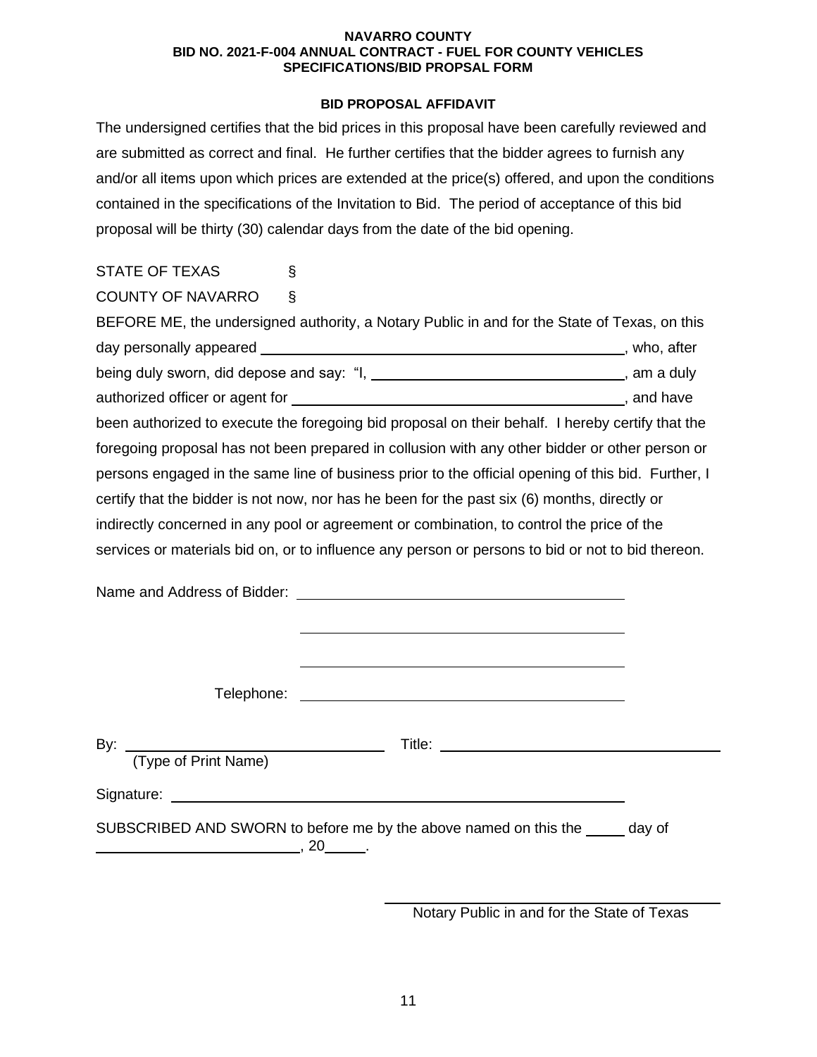**NAVARRO COUNTY**
**BID NO. 2021-F-004 ANNUAL CONTRACT - FUEL FOR COUNTY VEHICLES**
**SPECIFICATIONS/BID PROPSAL FORM**

**BID PROPOSAL AFFIDAVIT**

The undersigned certifies that the bid prices in this proposal have been carefully reviewed and are submitted as correct and final. He further certifies that the bidder agrees to furnish any and/or all items upon which prices are extended at the price(s) offered, and upon the conditions contained in the specifications of the Invitation to Bid. The period of acceptance of this bid proposal will be thirty (30) calendar days from the date of the bid opening.

STATE OF TEXAS §
COUNTY OF NAVARRO §

BEFORE ME, the undersigned authority, a Notary Public in and for the State of Texas, on this day personally appeared ______________________________, who, after being duly sworn, did depose and say: "I, ______________________________, am a duly authorized officer or agent for ______________________________, and have been authorized to execute the foregoing bid proposal on their behalf. I hereby certify that the foregoing proposal has not been prepared in collusion with any other bidder or other person or persons engaged in the same line of business prior to the official opening of this bid. Further, I certify that the bidder is not now, nor has he been for the past six (6) months, directly or indirectly concerned in any pool or agreement or combination, to control the price of the services or materials bid on, or to influence any person or persons to bid or not to bid thereon.

Name and Address of Bidder: ______________________________

______________________________

______________________________

Telephone: ______________________________

By: ______________________________ Title: ______________________________
(Type of Print Name)

Signature: ______________________________

SUBSCRIBED AND SWORN to before me by the above named on this the _____ day of ______________________, 20_____.

______________________________
Notary Public in and for the State of Texas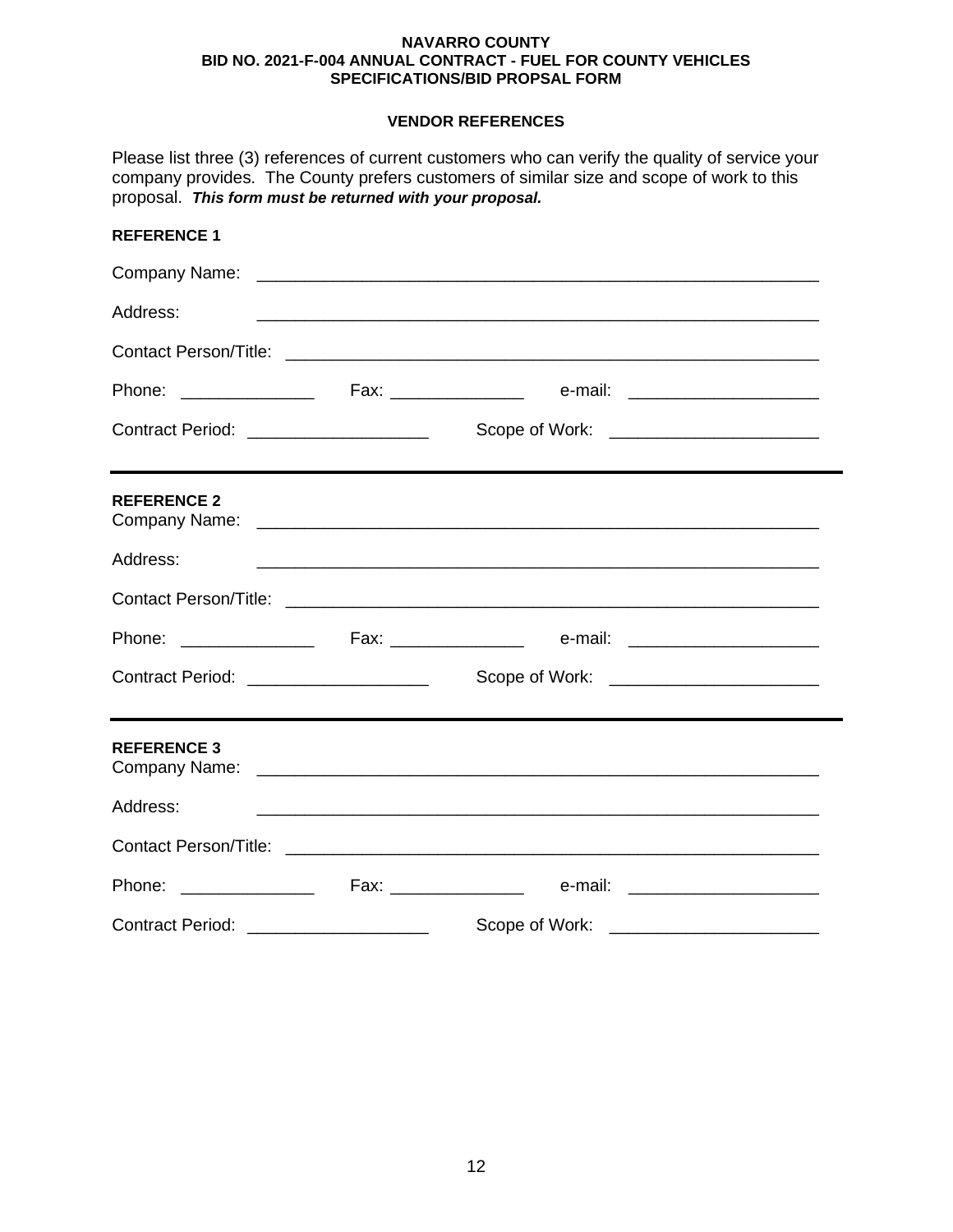**NAVARRO COUNTY**
**BID NO. 2021-F-004 ANNUAL CONTRACT - FUEL FOR COUNTY VEHICLES**
**SPECIFICATIONS/BID PROPSAL FORM**

**VENDOR REFERENCES**

Please list three (3) references of current customers who can verify the quality of service your company provides. The County prefers customers of similar size and scope of work to this proposal. ***This form must be returned with your proposal.***

**REFERENCE 1**

Company Name: ____________________________________________________________

Address: ____________________________________________________________

Contact Person/Title: ____________________________________________________________

Phone: ______________ Fax: ______________ e-mail: ____________________

Contract Period: ___________________ Scope of Work: _____________________

---

**REFERENCE 2**

Company Name: ____________________________________________________________

Address: ____________________________________________________________

Contact Person/Title: ____________________________________________________________

Phone: ______________ Fax: ______________ e-mail: ____________________

Contract Period: ___________________ Scope of Work: _____________________

---

**REFERENCE 3**

Company Name: ____________________________________________________________

Address: ____________________________________________________________

Contact Person/Title: ____________________________________________________________

Phone: ______________ Fax: ______________ e-mail: ____________________

Contract Period: ___________________ Scope of Work: _____________________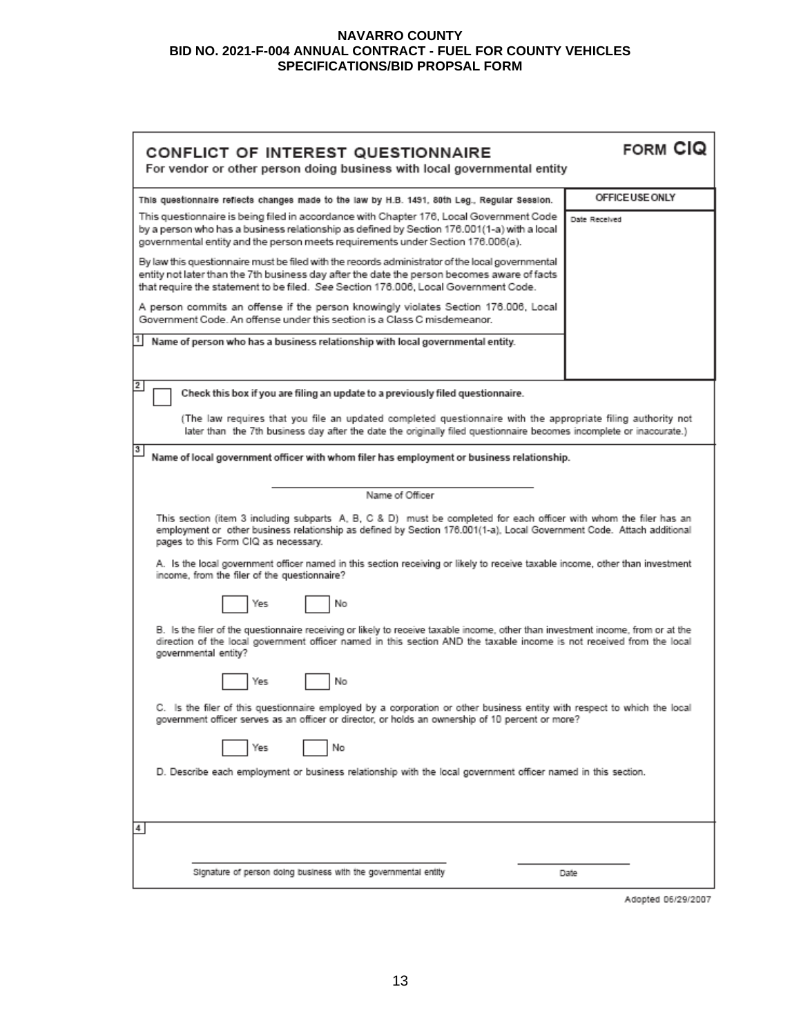**NAVARRO COUNTY**
**BID NO. 2021-F-004 ANNUAL CONTRACT - FUEL FOR COUNTY VEHICLES**
**SPECIFICATIONS/BID PROPSAL FORM**

# CONFLICT OF INTEREST QUESTIONNAIRE

**FORM CIQ**

For vendor or other person doing business with local governmental entity

| | OFFICE USE ONLY |
|---|---|
| This questionnaire reflects changes made to the law by H.B. 1491, 80th Leg., Regular Session. | Date Received |
| This questionnaire is being filed in accordance with Chapter 176, Local Government Code by a person who has a business relationship as defined by Section 176.001(1-a) with a local governmental entity and the person meets requirements under Section 176.006(a). | |
| By law this questionnaire must be filed with the records administrator of the local governmental entity not later than the 7th business day after the date the person becomes aware of facts that require the statement to be filed. *See* Section 176.006, Local Government Code. | |
| A person commits an offense if the person knowingly violates Section 176.006, Local Government Code. An offense under this section is a Class C misdemeanor. | |

**1** **Name of person who has a business relationship with local governmental entity.**

**2** ☐ **Check this box if you are filing an update to a previously filed questionnaire.**

(The law requires that you file an updated completed questionnaire with the appropriate filing authority not later than the 7th business day after the date the originally filed questionnaire becomes incomplete or inaccurate.)

**3** **Name of local government officer with whom filer has employment or business relationship.**

______________________________
Name of Officer

This section (item 3 including subparts A, B, C & D) must be completed for each officer with whom the filer has an employment or other business relationship as defined by Section 176.001(1-a), Local Government Code. Attach additional pages to this Form CIQ as necessary.

A. Is the local government officer named in this section receiving or likely to receive taxable income, other than investment income, from the filer of the questionnaire?

☐ Yes ☐ No

B. Is the filer of the questionnaire receiving or likely to receive taxable income, other than investment income, from or at the direction of the local government officer named in this section AND the taxable income is not received from the local governmental entity?

☐ Yes ☐ No

C. Is the filer of this questionnaire employed by a corporation or other business entity with respect to which the local government officer serves as an officer or director, or holds an ownership of 10 percent or more?

☐ Yes ☐ No

D. Describe each employment or business relationship with the local government officer named in this section.

**4**

______________________________ ______________
Signature of person doing business with the governmental entity Date

Adopted 06/29/2007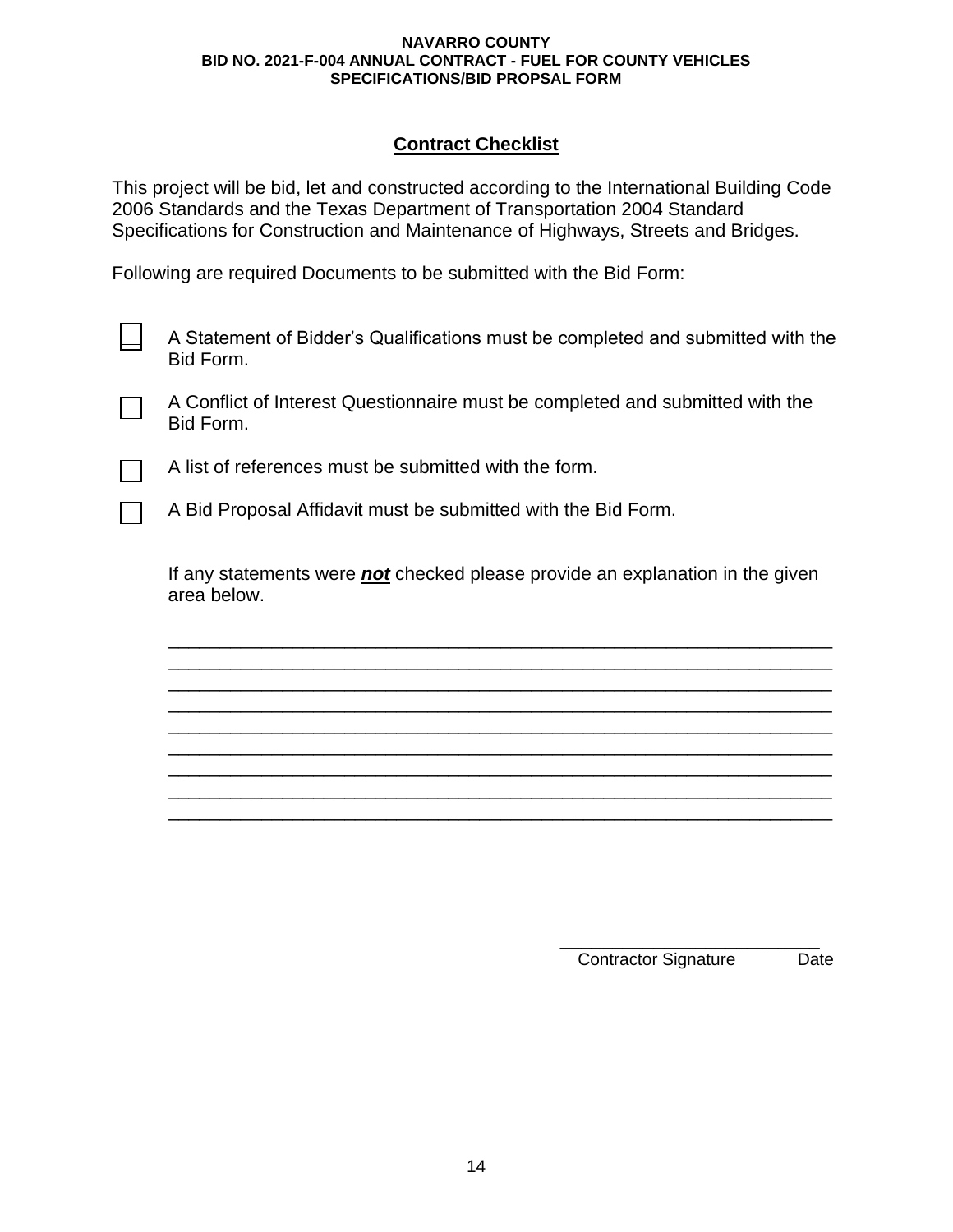## Contract Checklist

This project will be bid, let and constructed according to the International Building Code 2006 Standards and the Texas Department of Transportation 2004 Standard Specifications for Construction and Maintenance of Highways, Streets and Bridges.

Following are required Documents to be submitted with the Bid Form:

- ☐ A Statement of Bidder's Qualifications must be completed and submitted with the Bid Form.
- ☐ A Conflict of Interest Questionnaire must be completed and submitted with the Bid Form.
- ☐ A list of references must be submitted with the form.
- ☐ A Bid Proposal Affidavit must be submitted with the Bid Form.

If any statements were ***not*** checked please provide an explanation in the given area below.

_________________________________________________________________
_________________________________________________________________
_________________________________________________________________
_________________________________________________________________
_________________________________________________________________
_________________________________________________________________
_________________________________________________________________
_________________________________________________________________
_________________________________________________________________

__________________________
Contractor Signature Date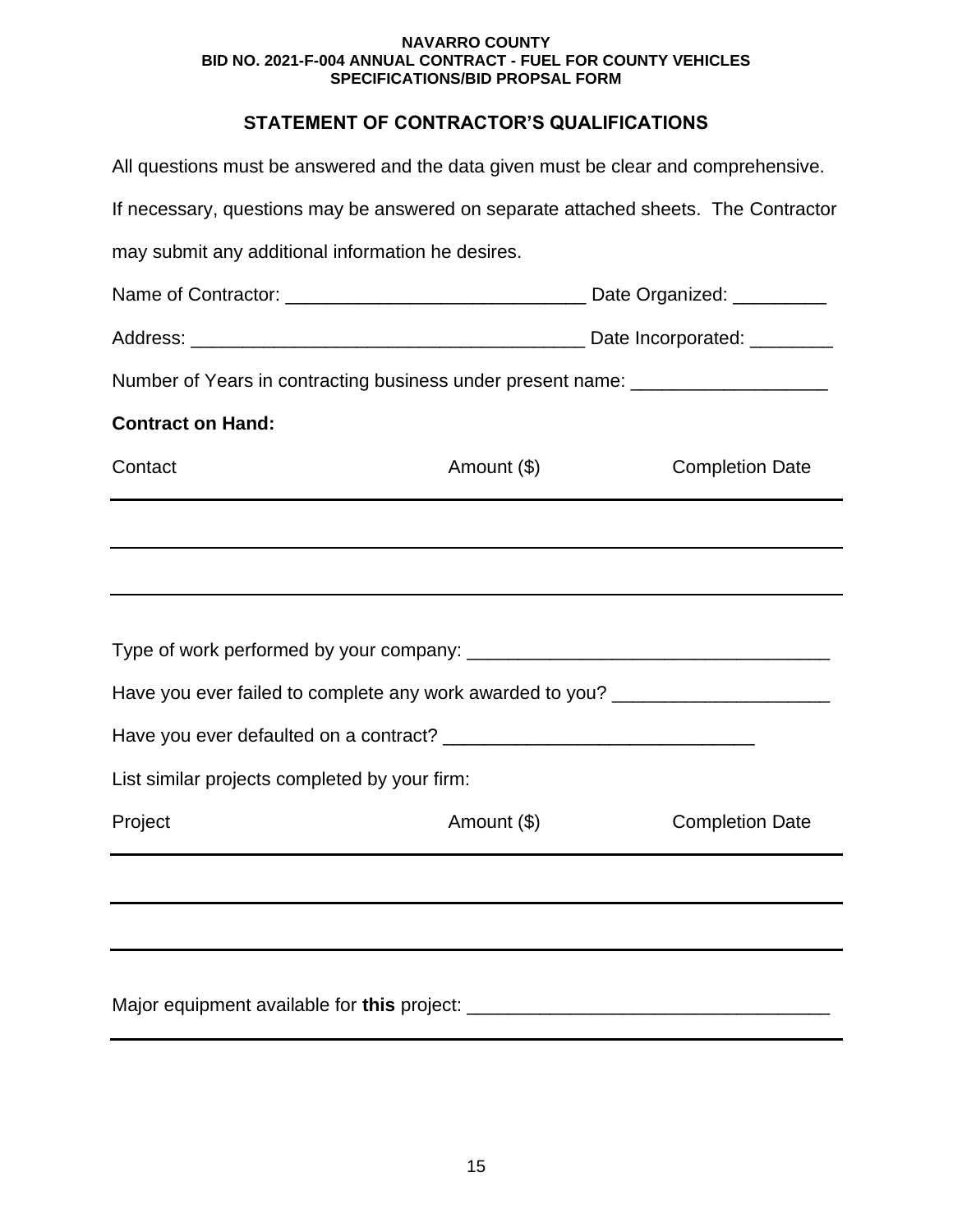NAVARRO COUNTY
BID NO. 2021-F-004 ANNUAL CONTRACT - FUEL FOR COUNTY VEHICLES
SPECIFICATIONS/BID PROPSAL FORM

## STATEMENT OF CONTRACTOR'S QUALIFICATIONS

All questions must be answered and the data given must be clear and comprehensive. If necessary, questions may be answered on separate attached sheets. The Contractor may submit any additional information he desires.

Name of Contractor: _____________________________ Date Organized: _________

Address: ______________________________________ Date Incorporated: ________

Number of Years in contracting business under present name: ___________________

**Contract on Hand:**

| Contact | Amount ($) | Completion Date |
| --- | --- | --- |
| | | |
| | | |
| | | |

Type of work performed by your company: ___________________________________

Have you ever failed to complete any work awarded to you? _____________________

Have you ever defaulted on a contract? ______________________________

List similar projects completed by your firm:

| Project | Amount ($) | Completion Date |
| --- | --- | --- |
| | | |
| | | |
| | | |

Major equipment available for **this** project: ___________________________________